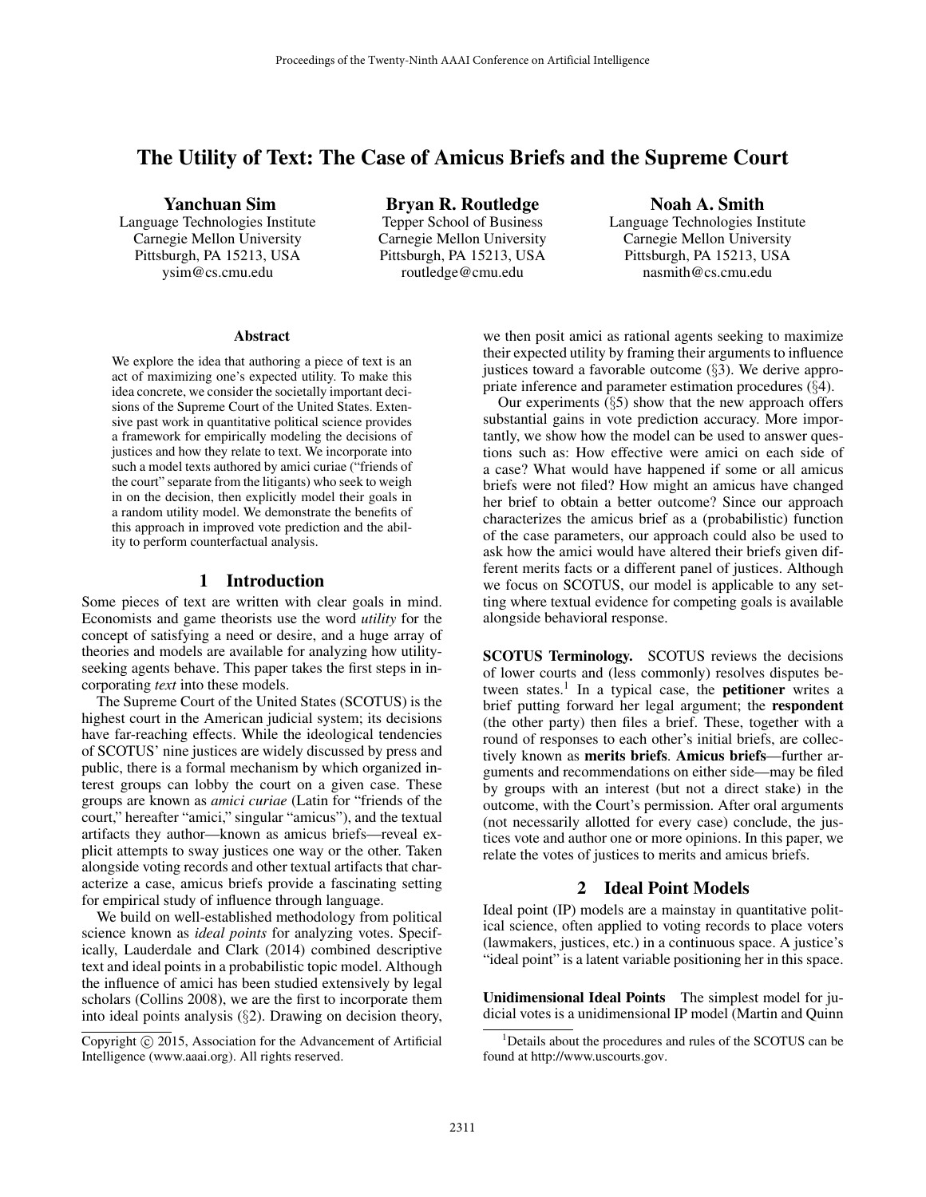# The Utility of Text: The Case of Amicus Briefs and the Supreme Court

**Yanchuan Sim**
Language Technologies Institute
Carnegie Mellon University
Pittsburgh, PA 15213, USA
ysim@cs.cmu.edu

**Bryan R. Routledge**
Tepper School of Business
Carnegie Mellon University
Pittsburgh, PA 15213, USA
routledge@cmu.edu

**Noah A. Smith**
Language Technologies Institute
Carnegie Mellon University
Pittsburgh, PA 15213, USA
nasmith@cs.cmu.edu

### Abstract

We explore the idea that authoring a piece of text is an act of maximizing one's expected utility. To make this idea concrete, we consider the societally important decisions of the Supreme Court of the United States. Extensive past work in quantitative political science provides a framework for empirically modeling the decisions of justices and how they relate to text. We incorporate into such a model texts authored by amici curiae ("friends of the court" separate from the litigants) who seek to weigh in on the decision, then explicitly model their goals in a random utility model. We demonstrate the benefits of this approach in improved vote prediction and the ability to perform counterfactual analysis.

## 1 Introduction

Some pieces of text are written with clear goals in mind. Economists and game theorists use the word *utility* for the concept of satisfying a need or desire, and a huge array of theories and models are available for analyzing how utility-seeking agents behave. This paper takes the first steps in incorporating *text* into these models.

The Supreme Court of the United States (SCOTUS) is the highest court in the American judicial system; its decisions have far-reaching effects. While the ideological tendencies of SCOTUS' nine justices are widely discussed by press and public, there is a formal mechanism by which organized interest groups can lobby the court on a given case. These groups are known as *amici curiae* (Latin for "friends of the court," hereafter "amici," singular "amicus"), and the textual artifacts they author—known as amicus briefs—reveal explicit attempts to sway justices one way or the other. Taken alongside voting records and other textual artifacts that characterize a case, amicus briefs provide a fascinating setting for empirical study of influence through language.

We build on well-established methodology from political science known as *ideal points* for analyzing votes. Specifically, Lauderdale and Clark (2014) combined descriptive text and ideal points in a probabilistic topic model. Although the influence of amici has been studied extensively by legal scholars (Collins 2008), we are the first to incorporate them into ideal points analysis (§2). Drawing on decision theory, we then posit amici as rational agents seeking to maximize their expected utility by framing their arguments to influence justices toward a favorable outcome (§3). We derive appropriate inference and parameter estimation procedures (§4).

Our experiments (§5) show that the new approach offers substantial gains in vote prediction accuracy. More importantly, we show how the model can be used to answer questions such as: How effective were amici on each side of a case? What would have happened if some or all amicus briefs were not filed? How might an amicus have changed her brief to obtain a better outcome? Since our approach characterizes the amicus brief as a (probabilistic) function of the case parameters, our approach could also be used to ask how the amici would have altered their briefs given different merits facts or a different panel of justices. Although we focus on SCOTUS, our model is applicable to any setting where textual evidence for competing goals is available alongside behavioral response.

**SCOTUS Terminology.** SCOTUS reviews the decisions of lower courts and (less commonly) resolves disputes between states.[1] In a typical case, the **petitioner** writes a brief putting forward her legal argument; the **respondent** (the other party) then files a brief. These, together with a round of responses to each other's initial briefs, are collectively known as **merits briefs**. **Amicus briefs**—further arguments and recommendations on either side—may be filed by groups with an interest (but not a direct stake) in the outcome, with the Court's permission. After oral arguments (not necessarily allotted for every case) conclude, the justices vote and author one or more opinions. In this paper, we relate the votes of justices to merits and amicus briefs.

## 2 Ideal Point Models

Ideal point (IP) models are a mainstay in quantitative political science, often applied to voting records to place voters (lawmakers, justices, etc.) in a continuous space. A justice's "ideal point" is a latent variable positioning her in this space.

**Unidimensional Ideal Points** The simplest model for judicial votes is a unidimensional IP model (Martin and Quinn

[1]Details about the procedures and rules of the SCOTUS can be found at http://www.uscourts.gov.

Copyright © 2015, Association for the Advancement of Artificial Intelligence (www.aaai.org). All rights reserved.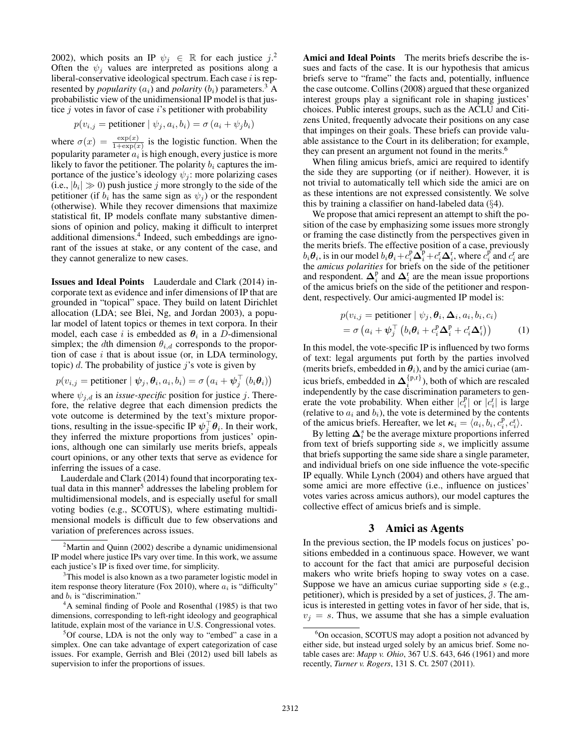2002), which posits an IP $\psi_j \in \mathbb{R}$ for each justice $j$.[2] Often the $\psi_j$ values are interpreted as positions along a liberal-conservative ideological spectrum. Each case $i$ is represented by *popularity* ($a_i$) and *polarity* ($b_i$) parameters.[3] A probabilistic view of the unidimensional IP model is that justice $j$ votes in favor of case $i$'s petitioner with probability

$$p(v_{i,j} = \text{petitioner} \mid \psi_j, a_i, b_i) = \sigma(a_i + \psi_j b_i)$$

where $\sigma(x) = \frac{\exp(x)}{1+\exp(x)}$ is the logistic function. When the popularity parameter $a_i$ is high enough, every justice is more likely to favor the petitioner. The polarity $b_i$ captures the importance of the justice's ideology $\psi_j$: more polarizing cases (i.e., $|b_i| \gg 0$) push justice $j$ more strongly to the side of the petitioner (if $b_i$ has the same sign as $\psi_j$) or the respondent (otherwise). While they recover dimensions that maximize statistical fit, IP models conflate many substantive dimensions of opinion and policy, making it difficult to interpret additional dimensions.[4] Indeed, such embeddings are ignorant of the issues at stake, or any content of the case, and they cannot generalize to new cases.

**Issues and Ideal Points** Lauderdale and Clark (2014) incorporate text as evidence and infer dimensions of IP that are grounded in "topical" space. They build on latent Dirichlet allocation (LDA; see Blei, Ng, and Jordan 2003), a popular model of latent topics or themes in text corpora. In their model, each case $i$ is embedded as $\boldsymbol{\theta}_i$ in a $D$-dimensional simplex; the $d$th dimension $\theta_{i,d}$ corresponds to the proportion of case $i$ that is about issue (or, in LDA terminology, topic) $d$. The probability of justice $j$'s vote is given by

$$p(v_{i,j} = \text{petitioner} \mid \boldsymbol{\psi}_j, \boldsymbol{\theta}_i, a_i, b_i) = \sigma\left(a_i + \boldsymbol{\psi}_j^\top (b_i \boldsymbol{\theta}_i)\right)$$

where $\psi_{j,d}$ is an *issue-specific* position for justice $j$. Therefore, the relative degree that each dimension predicts the vote outcome is determined by the text's mixture proportions, resulting in the issue-specific IP $\boldsymbol{\psi}_j^\top \boldsymbol{\theta}_i$. In their work, they inferred the mixture proportions from justices' opinions, although one can similarly use merits briefs, appeals court opinions, or any other texts that serve as evidence for inferring the issues of a case.

Lauderdale and Clark (2014) found that incorporating textual data in this manner[5] addresses the labeling problem for multidimensional models, and is especially useful for small voting bodies (e.g., SCOTUS), where estimating multidimensional models is difficult due to few observations and variation of preferences across issues.

[2] Martin and Quinn (2002) describe a dynamic unidimensional IP model where justice IPs vary over time. In this work, we assume each justice's IP is fixed over time, for simplicity.

[3] This model is also known as a two parameter logistic model in item response theory literature (Fox 2010), where $a_i$ is "difficulty" and $b_i$ is "discrimination."

[4] A seminal finding of Poole and Rosenthal (1985) is that two dimensions, corresponding to left-right ideology and geographical latitude, explain most of the variance in U.S. Congressional votes.

[5] Of course, LDA is not the only way to "embed" a case in a simplex. One can take advantage of expert categorization of case issues. For example, Gerrish and Blei (2012) used bill labels as supervision to infer the proportions of issues.

**Amici and Ideal Points** The merits briefs describe the issues and facts of the case. It is our hypothesis that amicus briefs serve to "frame" the facts and, potentially, influence the case outcome. Collins (2008) argued that these organized interest groups play a significant role in shaping justices' choices. Public interest groups, such as the ACLU and Citizens United, frequently advocate their positions on any case that impinges on their goals. These briefs can provide valuable assistance to the Court in its deliberation; for example, they can present an argument not found in the merits.[6]

When filing amicus briefs, amici are required to identify the side they are supporting (or if neither). However, it is not trivial to automatically tell which side the amici are on as these intentions are not expressed consistently. We solve this by training a classifier on hand-labeled data (§4).

We propose that amici represent an attempt to shift the position of the case by emphasizing some issues more strongly or framing the case distinctly from the perspectives given in the merits briefs. The effective position of a case, previously $b_i\boldsymbol{\theta}_i$, is in our model $b_i\boldsymbol{\theta}_i + c_i^{\text{p}}\boldsymbol{\Delta}_i^{\text{p}} + c_i^{\text{r}}\boldsymbol{\Delta}_i^{\text{r}}$, where $c_i^{\text{p}}$ and $c_i^{\text{r}}$ are the *amicus polarities* for briefs on the side of the petitioner and respondent. $\boldsymbol{\Delta}_i^{\text{p}}$ and $\boldsymbol{\Delta}_i^{\text{r}}$ are the mean issue proportions of the amicus briefs on the side of the petitioner and respondent, respectively. Our amici-augmented IP model is:

$$\begin{aligned} &p(v_{i,j} = \text{petitioner} \mid \psi_j, \boldsymbol{\theta}_i, \boldsymbol{\Delta}_i, a_i, b_i, c_i) \\ &= \sigma\left(a_i + \boldsymbol{\psi}_j^\top \left(b_i\boldsymbol{\theta}_i + c_i^{\text{p}}\boldsymbol{\Delta}_i^{\text{p}} + c_i^{\text{r}}\boldsymbol{\Delta}_i^{\text{r}}\right)\right) \end{aligned} \tag{1}$$

In this model, the vote-specific IP is influenced by two forms of text: legal arguments put forth by the parties involved (merits briefs, embedded in $\boldsymbol{\theta}_i$), and by the amici curiae (amicus briefs, embedded in $\boldsymbol{\Delta}_i^{\{\text{p,r}\}}$), both of which are rescaled independently by the case discrimination parameters to generate the vote probability. When either $|c_i^{\text{p}}|$ or $|c_i^{\text{r}}|$ is large (relative to $a_i$ and $b_i$), the vote is determined by the contents of the amicus briefs. Hereafter, we let $\boldsymbol{\kappa}_i = \langle a_i, b_i, c_i^{\text{p}}, c_i^{\text{r}} \rangle$.

By letting $\boldsymbol{\Delta}_i^s$ be the average mixture proportions inferred from text of briefs supporting side $s$, we implicitly assume that briefs supporting the same side share a single parameter, and individual briefs on one side influence the vote-specific IP equally. While Lynch (2004) and others have argued that some amici are more effective (i.e., influence on justices' votes varies across amicus authors), our model captures the collective effect of amicus briefs and is simple.

## 3 Amici as Agents

In the previous section, the IP models focus on justices' positions embedded in a continuous space. However, we want to account for the fact that amici are purposeful decision makers who write briefs hoping to sway votes on a case. Suppose we have an amicus curiae supporting side $s$ (e.g., petitioner), which is presided by a set of justices, $\mathcal{J}$. The amicus is interested in getting votes in favor of her side, that is, $v_j = s$. Thus, we assume that she has a simple evaluation

[6] On occasion, SCOTUS may adopt a position not advanced by either side, but instead urged solely by an amicus brief. Some notable cases are: *Mapp v. Ohio*, 367 U.S. 643, 646 (1961) and more recently, *Turner v. Rogers*, 131 S. Ct. 2507 (2011).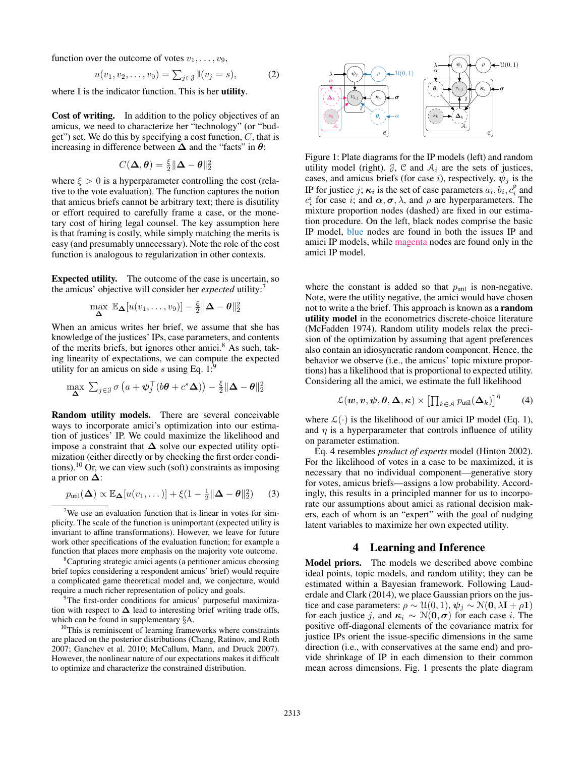function over the outcome of votes $v_1, \ldots, v_9$,

$$u(v_1, v_2, \ldots, v_9) = \sum_{j \in \mathcal{J}} \mathbb{I}(v_j = s), \quad (2)$$

where $\mathbb{I}$ is the indicator function. This is her **utility**.

**Cost of writing.** In addition to the policy objectives of an amicus, we need to characterize her "technology" (or "budget") set. We do this by specifying a cost function, $C$, that is increasing in difference between $\boldsymbol{\Delta}$ and the "facts" in $\boldsymbol{\theta}$:

$$C(\boldsymbol{\Delta}, \boldsymbol{\theta}) = \frac{\xi}{2}\|\boldsymbol{\Delta} - \boldsymbol{\theta}\|_2^2$$

where $\xi > 0$ is a hyperparameter controlling the cost (relative to the vote evaluation). The function captures the notion that amicus briefs cannot be arbitrary text; there is disutility or effort required to carefully frame a case, or the monetary cost of hiring legal counsel. The key assumption here is that framing is costly, while simply matching the merits is easy (and presumably unnecessary). Note the role of the cost function is analogous to regularization in other contexts.

**Expected utility.** The outcome of the case is uncertain, so the amicus' objective will consider her *expected* utility:[7]

$$\max_{\boldsymbol{\Delta}} \mathbb{E}_{\boldsymbol{\Delta}}[u(v_1, \ldots, v_9)] - \frac{\xi}{2}\|\boldsymbol{\Delta} - \boldsymbol{\theta}\|_2^2$$

When an amicus writes her brief, we assume that she has knowledge of the justices' IPs, case parameters, and contents of the merits briefs, but ignores other amici.[8] As such, taking linearity of expectations, we can compute the expected utility for an amicus on side $s$ using Eq. 1:[9]

$$\max_{\boldsymbol{\Delta}} \sum_{j \in \mathcal{J}} \sigma\left(a + \boldsymbol{\psi}_j^\top (b\boldsymbol{\theta} + c^s \boldsymbol{\Delta})\right) - \frac{\xi}{2}\|\boldsymbol{\Delta} - \boldsymbol{\theta}\|_2^2$$

**Random utility models.** There are several conceivable ways to incorporate amici's optimization into our estimation of justices' IP. We could maximize the likelihood and impose a constraint that $\boldsymbol{\Delta}$ solve our expected utility optimization (either directly or by checking the first order conditions).[10] Or, we can view such (soft) constraints as imposing a prior on $\boldsymbol{\Delta}$:

$$p_{\text{util}}(\boldsymbol{\Delta}) \propto \mathbb{E}_{\boldsymbol{\Delta}}[u(v_1, \ldots)] + \xi(1 - \tfrac{1}{2}\|\boldsymbol{\Delta} - \boldsymbol{\theta}\|_2^2) \quad (3)$$

[7] We use an evaluation function that is linear in votes for simplicity. The scale of the function is unimportant (expected utility is invariant to affine transformations). However, we leave for future work other specifications of the evaluation function; for example a function that places more emphasis on the majority vote outcome.

[8] Capturing strategic amici agents (a petitioner amicus choosing brief topics considering a respondent amicus' brief) would require a complicated game theoretical model and, we conjecture, would require a much richer representation of policy and goals.

[9] The first-order conditions for amicus' purposeful maximization with respect to $\boldsymbol{\Delta}$ lead to interesting brief writing trade offs, which can be found in supplementary §A.

[10] This is reminiscent of learning frameworks where constraints are placed on the posterior distributions (Chang, Ratinov, and Roth 2007; Ganchev et al. 2010; McCallum, Mann, and Druck 2007). However, the nonlinear nature of our expectations makes it difficult to optimize and characterize the constrained distribution.

Figure 1: Plate diagrams for the IP models (left) and random utility model (right). $\mathcal{J}$, $\mathcal{C}$ and $\mathcal{A}_i$ are the sets of justices, cases, and amicus briefs (for case $i$), respectively. $\boldsymbol{\psi}_j$ is the IP for justice $j$; $\boldsymbol{\kappa}_i$ is the set of case parameters $a_i, b_i, c_i^{\text{p}}$ and $c_i^{\text{r}}$ for case $i$; and $\boldsymbol{\alpha}, \boldsymbol{\sigma}, \lambda$, and $\rho$ are hyperparameters. The mixture proportion nodes (dashed) are fixed in our estimation procedure. On the left, black nodes comprise the basic IP model, blue nodes are found in both the issues IP and amici IP models, while magenta nodes are found only in the amici IP model.

where the constant is added so that $p_{\text{util}}$ is non-negative. Note, were the utility negative, the amici would have chosen not to write a the brief. This approach is known as a **random utility model** in the econometrics discrete-choice literature (McFadden 1974). Random utility models relax the precision of the optimization by assuming that agent preferences also contain an idiosyncratic random component. Hence, the behavior we observe (i.e., the amicus' topic mixture proportions) has a likelihood that is proportional to expected utility. Considering all the amici, we estimate the full likelihood

$$\mathcal{L}(\boldsymbol{w}, \boldsymbol{v}, \boldsymbol{\psi}, \boldsymbol{\theta}, \boldsymbol{\Delta}, \boldsymbol{\kappa}) \times \left[\prod_{k \in \mathcal{A}} p_{\text{util}}(\boldsymbol{\Delta}_k)\right]^{\eta} \quad (4)$$

where $\mathcal{L}(\cdot)$ is the likelihood of our amici IP model (Eq. 1), and $\eta$ is a hyperparameter that controls influence of utility on parameter estimation.

Eq. 4 resembles *product of experts* model (Hinton 2002). For the likelihood of votes in a case to be maximized, it is necessary that no individual component—generative story for votes, amicus briefs—assigns a low probability. Accordingly, this results in a principled manner for us to incorporate our assumptions about amici as rational decision makers, each of whom is an "expert" with the goal of nudging latent variables to maximize her own expected utility.

## 4 Learning and Inference

**Model priors.** The models we described above combine ideal points, topic models, and random utility; they can be estimated within a Bayesian framework. Following Lauderdale and Clark (2014), we place Gaussian priors on the justice and case parameters: $\rho \sim \mathcal{U}(0, 1)$, $\boldsymbol{\psi}_j \sim \mathcal{N}(\mathbf{0}, \lambda\mathbf{I} + \rho\mathbf{1})$ for each justice $j$, and $\boldsymbol{\kappa}_i \sim \mathcal{N}(\mathbf{0}, \boldsymbol{\sigma})$ for each case $i$. The positive off-diagonal elements of the covariance matrix for justice IPs orient the issue-specific dimensions in the same direction (i.e., with conservatives at the same end) and provide shrinkage of IP in each dimension to their common mean across dimensions. Fig. 1 presents the plate diagram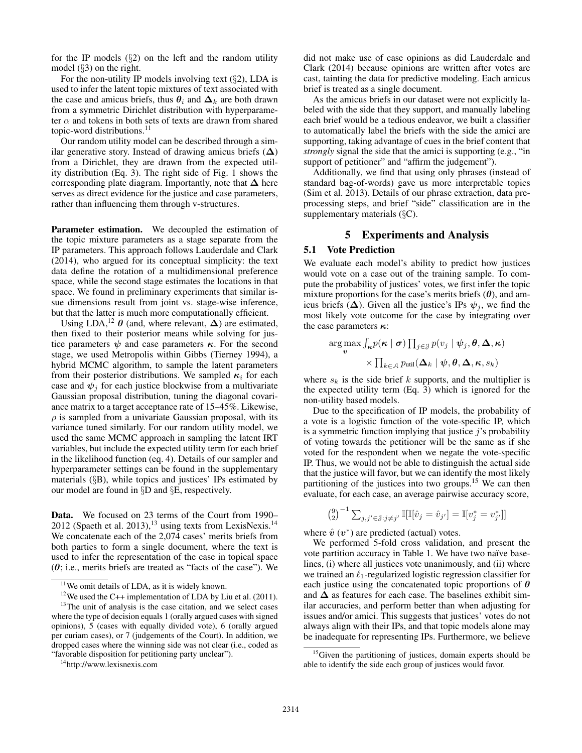for the IP models (§2) on the left and the random utility model (§3) on the right.

For the non-utility IP models involving text (§2), LDA is used to infer the latent topic mixtures of text associated with the case and amicus briefs, thus $\boldsymbol{\theta}_i$ and $\boldsymbol{\Delta}_k$ are both drawn from a symmetric Dirichlet distribution with hyperparameter $\alpha$ and tokens in both sets of texts are drawn from shared topic-word distributions.[11]

Our random utility model can be described through a similar generative story. Instead of drawing amicus briefs ($\boldsymbol{\Delta}$) from a Dirichlet, they are drawn from the expected utility distribution (Eq. 3). The right side of Fig. 1 shows the corresponding plate diagram. Importantly, note that $\boldsymbol{\Delta}$ here serves as direct evidence for the justice and case parameters, rather than influencing them through v-structures.

**Parameter estimation.** We decoupled the estimation of the topic mixture parameters as a stage separate from the IP parameters. This approach follows Lauderdale and Clark (2014), who argued for its conceptual simplicity: the text data define the rotation of a multidimensional preference space, while the second stage estimates the locations in that space. We found in preliminary experiments that similar issue dimensions result from joint vs. stage-wise inference, but that the latter is much more computationally efficient.

Using LDA,[12] $\boldsymbol{\theta}$ (and, where relevant, $\boldsymbol{\Delta}$) are estimated, then fixed to their posterior means while solving for justice parameters $\boldsymbol{\psi}$ and case parameters $\boldsymbol{\kappa}$. For the second stage, we used Metropolis within Gibbs (Tierney 1994), a hybrid MCMC algorithm, to sample the latent parameters from their posterior distributions. We sampled $\boldsymbol{\kappa}_i$ for each case and $\boldsymbol{\psi}_j$ for each justice blockwise from a multivariate Gaussian proposal distribution, tuning the diagonal covariance matrix to a target acceptance rate of 15–45%. Likewise, $\rho$ is sampled from a univariate Gaussian proposal, with its variance tuned similarly. For our random utility model, we used the same MCMC approach in sampling the latent IRT variables, but include the expected utility term for each brief in the likelihood function (eq. 4). Details of our sampler and hyperparameter settings can be found in the supplementary materials (§B), while topics and justices' IPs estimated by our model are found in §D and §E, respectively.

**Data.** We focused on 23 terms of the Court from 1990–2012 (Spaeth et al. 2013),[13] using texts from LexisNexis.[14] We concatenate each of the 2,074 cases' merits briefs from both parties to form a single document, where the text is used to infer the representation of the case in topical space ($\boldsymbol{\theta}$; i.e., merits briefs are treated as "facts of the case"). We did not make use of case opinions as did Lauderdale and Clark (2014) because opinions are written after votes are cast, tainting the data for predictive modeling. Each amicus brief is treated as a single document.

As the amicus briefs in our dataset were not explicitly labeled with the side that they support, and manually labeling each brief would be a tedious endeavor, we built a classifier to automatically label the briefs with the side the amici are supporting, taking advantage of cues in the brief content that *strongly* signal the side that the amici is supporting (e.g., "in support of petitioner" and "affirm the judgement").

Additionally, we find that using only phrases (instead of standard bag-of-words) gave us more interpretable topics (Sim et al. 2013). Details of our phrase extraction, data preprocessing steps, and brief "side" classification are in the supplementary materials (§C).

## 5 Experiments and Analysis

### 5.1 Vote Prediction

We evaluate each model's ability to predict how justices would vote on a case out of the training sample. To compute the probability of justices' votes, we first infer the topic mixture proportions for the case's merits briefs ($\boldsymbol{\theta}$), and amicus briefs ($\boldsymbol{\Delta}$). Given all the justice's IPs $\boldsymbol{\psi}_j$, we find the most likely vote outcome for the case by integrating over the case parameters $\boldsymbol{\kappa}$:

$$\arg\max_{\boldsymbol{v}} \int_{\boldsymbol{\kappa}} p(\boldsymbol{\kappa} \mid \boldsymbol{\sigma}) \prod_{j \in \mathcal{J}} p(v_j \mid \boldsymbol{\psi}_j, \boldsymbol{\theta}, \boldsymbol{\Delta}, \boldsymbol{\kappa}) \times \prod_{k \in \mathcal{A}} p_{\text{util}}(\boldsymbol{\Delta}_k \mid \boldsymbol{\psi}, \boldsymbol{\theta}, \boldsymbol{\Delta}, \boldsymbol{\kappa}, s_k)$$

where $s_k$ is the side brief $k$ supports, and the multiplier is the expected utility term (Eq. 3) which is ignored for the non-utility based models.

Due to the specification of IP models, the probability of a vote is a logistic function of the vote-specific IP, which is a symmetric function implying that justice $j$'s probability of voting towards the petitioner will be the same as if she voted for the respondent when we negate the vote-specific IP. Thus, we would not be able to distinguish the actual side that the justice will favor, but we can identify the most likely partitioning of the justices into two groups.[15] We can then evaluate, for each case, an average pairwise accuracy score,

$$\binom{9}{2}^{-1} \sum_{j,j' \in \mathcal{J}: j \neq j'} \mathbb{I}[\mathbb{I}[\hat{v}_j = \hat{v}_{j'}] = \mathbb{I}[v^*_j = v^*_{j'}]]$$

where $\hat{\boldsymbol{v}}$ ($\boldsymbol{v}^*$) are predicted (actual) votes.

We performed 5-fold cross validation, and present the vote partition accuracy in Table 1. We have two naïve baselines, (i) where all justices vote unanimously, and (ii) where we trained an $\ell_1$-regularized logistic regression classifier for each justice using the concatenated topic proportions of $\boldsymbol{\theta}$ and $\boldsymbol{\Delta}$ as features for each case. The baselines exhibit similar accuracies, and perform better than when adjusting for issues and/or amici. This suggests that justices' votes do not always align with their IPs, and that topic models alone may be inadequate for representing IPs. Furthermore, we believe

[11] We omit details of LDA, as it is widely known.

[12] We used the C++ implementation of LDA by Liu et al. (2011).

[13] The unit of analysis is the case citation, and we select cases where the type of decision equals 1 (orally argued cases with signed opinions), 5 (cases with equally divided vote), 6 (orally argued per curiam cases), or 7 (judgements of the Court). In addition, we dropped cases where the winning side was not clear (i.e., coded as "favorable disposition for petitioning party unclear").

[14] http://www.lexisnexis.com

[15] Given the partitioning of justices, domain experts should be able to identify the side each group of justices would favor.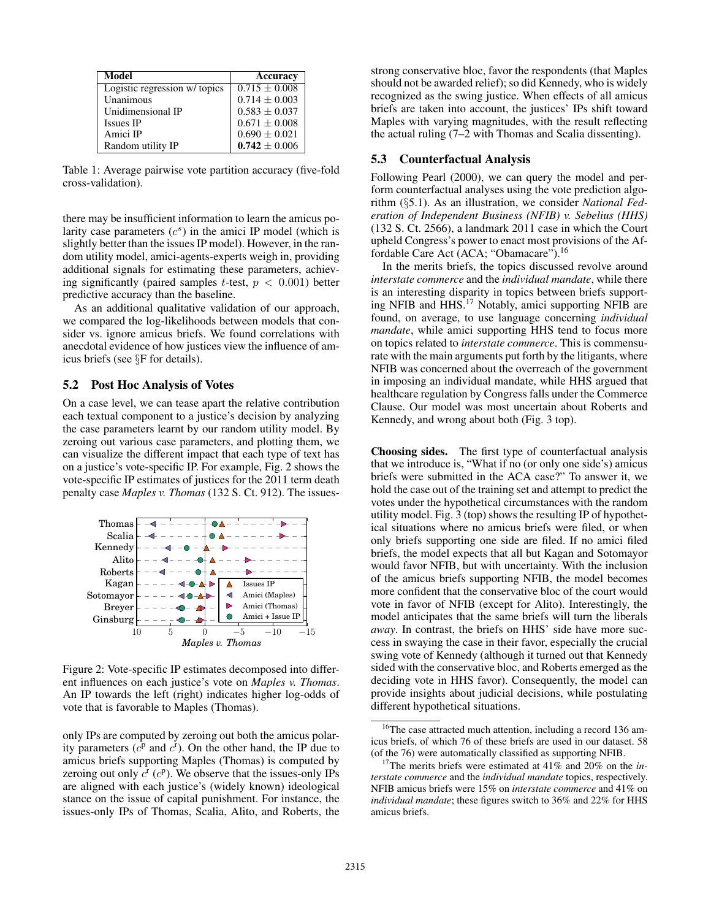| Model | Accuracy |
|---|---|
| Logistic regression w/ topics | $0.715 \pm 0.008$ |
| Unanimous | $0.714 \pm 0.003$ |
| Unidimensional IP | $0.583 \pm 0.037$ |
| Issues IP | $0.671 \pm 0.008$ |
| Amici IP | $0.690 \pm 0.021$ |
| Random utility IP | $\mathbf{0.742} \pm 0.006$ |

Table 1: Average pairwise vote partition accuracy (five-fold cross-validation).

there may be insufficient information to learn the amicus polarity case parameters ($c^s$) in the amici IP model (which is slightly better than the issues IP model). However, in the random utility model, amici-agents-experts weigh in, providing additional signals for estimating these parameters, achieving significantly (paired samples $t$-test, $p < 0.001$) better predictive accuracy than the baseline.

As an additional qualitative validation of our approach, we compared the log-likelihoods between models that consider vs. ignore amicus briefs. We found correlations with anecdotal evidence of how justices view the influence of amicus briefs (see §F for details).

## 5.2 Post Hoc Analysis of Votes

On a case level, we can tease apart the relative contribution each textual component to a justice's decision by analyzing the case parameters learnt by our random utility model. By zeroing out various case parameters, and plotting them, we can visualize the different impact that each type of text has on a justice's vote-specific IP. For example, Fig. 2 shows the vote-specific IP estimates of justices for the 2011 term death penalty case *Maples v. Thomas* (132 S. Ct. 912). The issues-

Figure 2: Vote-specific IP estimates decomposed into different influences on each justice's vote on *Maples v. Thomas*. An IP towards the left (right) indicates higher log-odds of vote that is favorable to Maples (Thomas).

only IPs are computed by zeroing out both the amicus polarity parameters ($c^p$ and $c^r$). On the other hand, the IP due to amicus briefs supporting Maples (Thomas) is computed by zeroing out only $c^r$ ($c^p$). We observe that the issues-only IPs are aligned with each justice's (widely known) ideological stance on the issue of capital punishment. For instance, the issues-only IPs of Thomas, Scalia, Alito, and Roberts, the strong conservative bloc, favor the respondents (that Maples should not be awarded relief); so did Kennedy, who is widely recognized as the swing justice. When effects of all amicus briefs are taken into account, the justices' IPs shift toward Maples with varying magnitudes, with the result reflecting the actual ruling (7–2 with Thomas and Scalia dissenting).

## 5.3 Counterfactual Analysis

Following Pearl (2000), we can query the model and perform counterfactual analyses using the vote prediction algorithm (§5.1). As an illustration, we consider *National Federation of Independent Business (NFIB) v. Sebelius (HHS)* (132 S. Ct. 2566), a landmark 2011 case in which the Court upheld Congress's power to enact most provisions of the Affordable Care Act (ACA; "Obamacare").[16]

In the merits briefs, the topics discussed revolve around *interstate commerce* and the *individual mandate*, while there is an interesting disparity in topics between briefs supporting NFIB and HHS.[17] Notably, amici supporting NFIB are found, on average, to use language concerning *individual mandate*, while amici supporting HHS tend to focus more on topics related to *interstate commerce*. This is commensurate with the main arguments put forth by the litigants, where NFIB was concerned about the overreach of the government in imposing an individual mandate, while HHS argued that healthcare regulation by Congress falls under the Commerce Clause. Our model was most uncertain about Roberts and Kennedy, and wrong about both (Fig. 3 top).

**Choosing sides.** The first type of counterfactual analysis that we introduce is, "What if no (or only one side's) amicus briefs were submitted in the ACA case?" To answer it, we hold the case out of the training set and attempt to predict the votes under the hypothetical circumstances with the random utility model. Fig. 3 (top) shows the resulting IP of hypothetical situations where no amicus briefs were filed, or when only briefs supporting one side are filed. If no amici filed briefs, the model expects that all but Kagan and Sotomayor would favor NFIB, but with uncertainty. With the inclusion of the amicus briefs supporting NFIB, the model becomes more confident that the conservative bloc of the court would vote in favor of NFIB (except for Alito). Interestingly, the model anticipates that the same briefs will turn the liberals *away*. In contrast, the briefs on HHS' side have more success in swaying the case in their favor, especially the crucial swing vote of Kennedy (although it turned out that Kennedy sided with the conservative bloc, and Roberts emerged as the deciding vote in HHS favor). Consequently, the model can provide insights about judicial decisions, while postulating different hypothetical situations.

[16] The case attracted much attention, including a record 136 amicus briefs, of which 76 of these briefs are used in our dataset. 58 (of the 76) were automatically classified as supporting NFIB.

[17] The merits briefs were estimated at 41% and 20% on the *interstate commerce* and the *individual mandate* topics, respectively. NFIB amicus briefs were 15% on *interstate commerce* and 41% on *individual mandate*; these figures switch to 36% and 22% for HHS amicus briefs.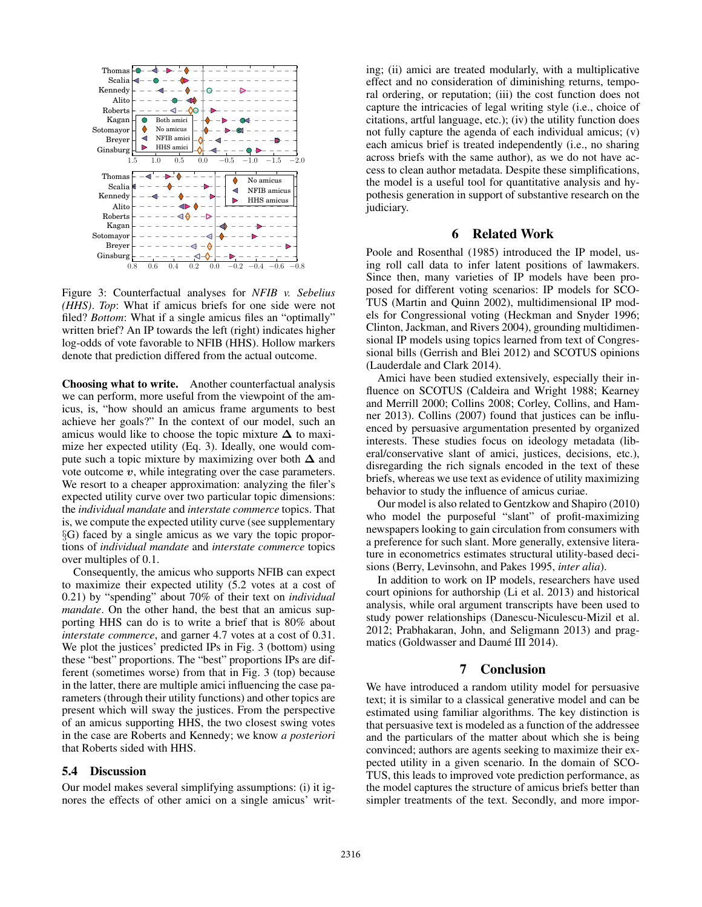Figure 3: Counterfactual analyses for *NFIB v. Sebelius (HHS)*. *Top*: What if amicus briefs for one side were not filed? *Bottom*: What if a single amicus files an "optimally" written brief? An IP towards the left (right) indicates higher log-odds of vote favorable to NFIB (HHS). Hollow markers denote that prediction differed from the actual outcome.

**Choosing what to write.** Another counterfactual analysis we can perform, more useful from the viewpoint of the amicus, is, "how should an amicus frame arguments to best achieve her goals?" In the context of our model, such an amicus would like to choose the topic mixture $\boldsymbol{\Delta}$ to maximize her expected utility (Eq. 3). Ideally, one would compute such a topic mixture by maximizing over both $\boldsymbol{\Delta}$ and vote outcome $v$, while integrating over the case parameters. We resort to a cheaper approximation: analyzing the filer's expected utility curve over two particular topic dimensions: the *individual mandate* and *interstate commerce* topics. That is, we compute the expected utility curve (see supplementary §G) faced by a single amicus as we vary the topic proportions of *individual mandate* and *interstate commerce* topics over multiples of 0.1.

Consequently, the amicus who supports NFIB can expect to maximize their expected utility (5.2 votes at a cost of 0.21) by "spending" about 70% of their text on *individual mandate*. On the other hand, the best that an amicus supporting HHS can do is to write a brief that is 80% about *interstate commerce*, and garner 4.7 votes at a cost of 0.31. We plot the justices' predicted IPs in Fig. 3 (bottom) using these "best" proportions. The "best" proportions IPs are different (sometimes worse) from that in Fig. 3 (top) because in the latter, there are multiple amici influencing the case parameters (through their utility functions) and other topics are present which will sway the justices. From the perspective of an amicus supporting HHS, the two closest swing votes in the case are Roberts and Kennedy; we know *a posteriori* that Roberts sided with HHS.

### 5.4 Discussion

Our model makes several simplifying assumptions: (i) it ignores the effects of other amici on a single amicus' writing; (ii) amici are treated modularly, with a multiplicative effect and no consideration of diminishing returns, temporal ordering, or reputation; (iii) the cost function does not capture the intricacies of legal writing style (i.e., choice of citations, artful language, etc.); (iv) the utility function does not fully capture the agenda of each individual amicus; (v) each amicus brief is treated independently (i.e., no sharing across briefs with the same author), as we do not have access to clean author metadata. Despite these simplifications, the model is a useful tool for quantitative analysis and hypothesis generation in support of substantive research on the judiciary.

## 6 Related Work

Poole and Rosenthal (1985) introduced the IP model, using roll call data to infer latent positions of lawmakers. Since then, many varieties of IP models have been proposed for different voting scenarios: IP models for SCOTUS (Martin and Quinn 2002), multidimensional IP models for Congressional voting (Heckman and Snyder 1996; Clinton, Jackman, and Rivers 2004), grounding multidimensional IP models using topics learned from text of Congressional bills (Gerrish and Blei 2012) and SCOTUS opinions (Lauderdale and Clark 2014).

Amici have been studied extensively, especially their influence on SCOTUS (Caldeira and Wright 1988; Kearney and Merrill 2000; Collins 2008; Corley, Collins, and Hamner 2013). Collins (2007) found that justices can be influenced by persuasive argumentation presented by organized interests. These studies focus on ideology metadata (liberal/conservative slant of amici, justices, decisions, etc.), disregarding the rich signals encoded in the text of these briefs, whereas we use text as evidence of utility maximizing behavior to study the influence of amicus curiae.

Our model is also related to Gentzkow and Shapiro (2010) who model the purposeful "slant" of profit-maximizing newspapers looking to gain circulation from consumers with a preference for such slant. More generally, extensive literature in econometrics estimates structural utility-based decisions (Berry, Levinsohn, and Pakes 1995, *inter alia*).

In addition to work on IP models, researchers have used court opinions for authorship (Li et al. 2013) and historical analysis, while oral argument transcripts have been used to study power relationships (Danescu-Niculescu-Mizil et al. 2012; Prabhakaran, John, and Seligmann 2013) and pragmatics (Goldwasser and Daumé III 2014).

## 7 Conclusion

We have introduced a random utility model for persuasive text; it is similar to a classical generative model and can be estimated using familiar algorithms. The key distinction is that persuasive text is modeled as a function of the addressee and the particulars of the matter about which she is being convinced; authors are agents seeking to maximize their expected utility in a given scenario. In the domain of SCOTUS, this leads to improved vote prediction performance, as the model captures the structure of amicus briefs better than simpler treatments of the text. Secondly, and more impor-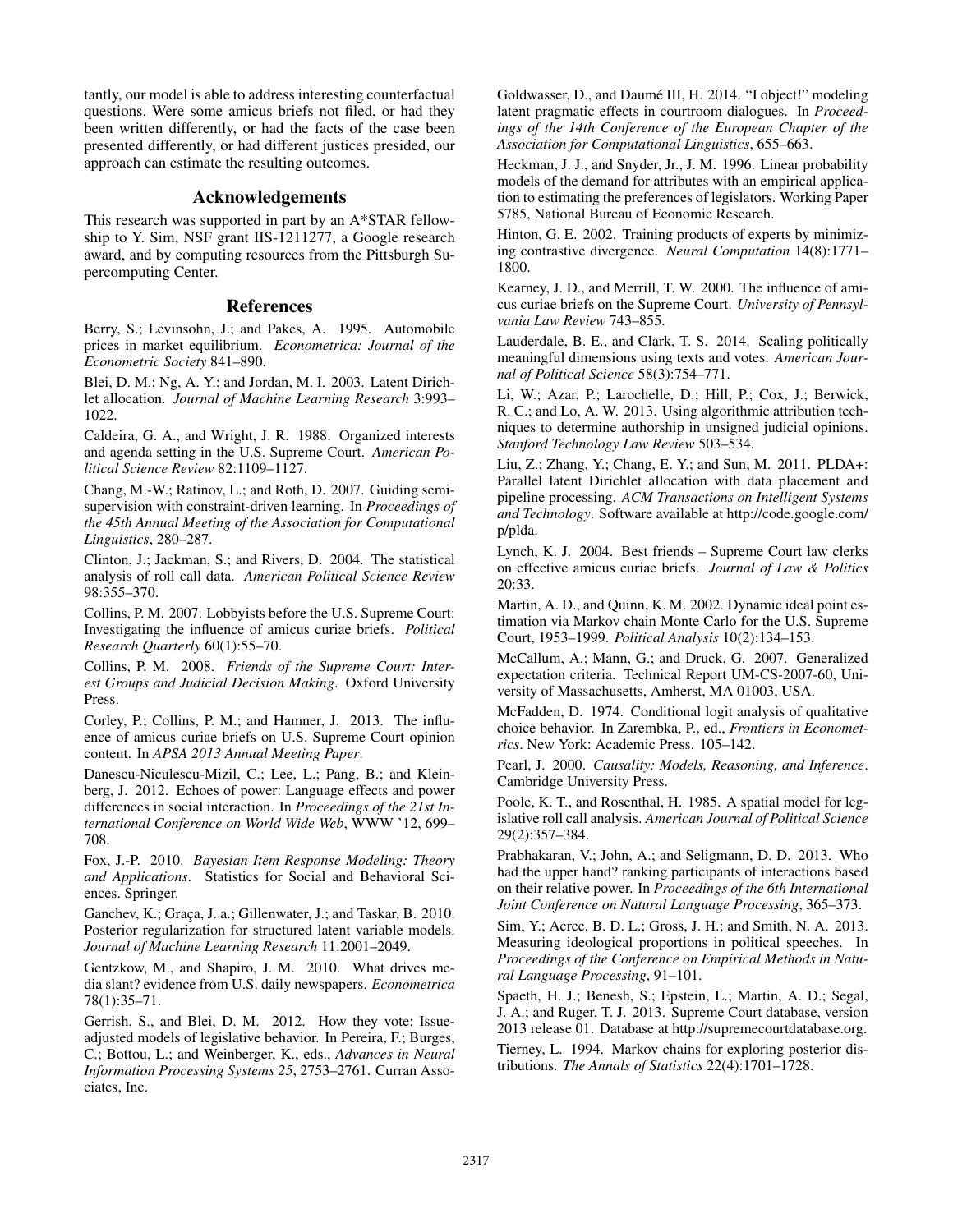tantly, our model is able to address interesting counterfactual questions. Were some amicus briefs not filed, or had they been written differently, or had the facts of the case been presented differently, or had different justices presided, our approach can estimate the resulting outcomes.

## Acknowledgements

This research was supported in part by an A*STAR fellowship to Y. Sim, NSF grant IIS-1211277, a Google research award, and by computing resources from the Pittsburgh Supercomputing Center.

## References

Berry, S.; Levinsohn, J.; and Pakes, A. 1995. Automobile prices in market equilibrium. *Econometrica: Journal of the Econometric Society* 841–890.

Blei, D. M.; Ng, A. Y.; and Jordan, M. I. 2003. Latent Dirichlet allocation. *Journal of Machine Learning Research* 3:993–1022.

Caldeira, G. A., and Wright, J. R. 1988. Organized interests and agenda setting in the U.S. Supreme Court. *American Political Science Review* 82:1109–1127.

Chang, M.-W.; Ratinov, L.; and Roth, D. 2007. Guiding semi-supervision with constraint-driven learning. In *Proceedings of the 45th Annual Meeting of the Association for Computational Linguistics*, 280–287.

Clinton, J.; Jackman, S.; and Rivers, D. 2004. The statistical analysis of roll call data. *American Political Science Review* 98:355–370.

Collins, P. M. 2007. Lobbyists before the U.S. Supreme Court: Investigating the influence of amicus curiae briefs. *Political Research Quarterly* 60(1):55–70.

Collins, P. M. 2008. *Friends of the Supreme Court: Interest Groups and Judicial Decision Making*. Oxford University Press.

Corley, P.; Collins, P. M.; and Hamner, J. 2013. The influence of amicus curiae briefs on U.S. Supreme Court opinion content. In *APSA 2013 Annual Meeting Paper*.

Danescu-Niculescu-Mizil, C.; Lee, L.; Pang, B.; and Kleinberg, J. 2012. Echoes of power: Language effects and power differences in social interaction. In *Proceedings of the 21st International Conference on World Wide Web*, WWW '12, 699–708.

Fox, J.-P. 2010. *Bayesian Item Response Modeling: Theory and Applications*. Statistics for Social and Behavioral Sciences. Springer.

Ganchev, K.; Graça, J. a.; Gillenwater, J.; and Taskar, B. 2010. Posterior regularization for structured latent variable models. *Journal of Machine Learning Research* 11:2001–2049.

Gentzkow, M., and Shapiro, J. M. 2010. What drives media slant? evidence from U.S. daily newspapers. *Econometrica* 78(1):35–71.

Gerrish, S., and Blei, D. M. 2012. How they vote: Issue-adjusted models of legislative behavior. In Pereira, F.; Burges, C.; Bottou, L.; and Weinberger, K., eds., *Advances in Neural Information Processing Systems 25*, 2753–2761. Curran Associates, Inc.

Goldwasser, D., and Daumé III, H. 2014. "I object!" modeling latent pragmatic effects in courtroom dialogues. In *Proceedings of the 14th Conference of the European Chapter of the Association for Computational Linguistics*, 655–663.

Heckman, J. J., and Snyder, Jr., J. M. 1996. Linear probability models of the demand for attributes with an empirical application to estimating the preferences of legislators. Working Paper 5785, National Bureau of Economic Research.

Hinton, G. E. 2002. Training products of experts by minimizing contrastive divergence. *Neural Computation* 14(8):1771–1800.

Kearney, J. D., and Merrill, T. W. 2000. The influence of amicus curiae briefs on the Supreme Court. *University of Pennsylvania Law Review* 743–855.

Lauderdale, B. E., and Clark, T. S. 2014. Scaling politically meaningful dimensions using texts and votes. *American Journal of Political Science* 58(3):754–771.

Li, W.; Azar, P.; Larochelle, D.; Hill, P.; Cox, J.; Berwick, R. C.; and Lo, A. W. 2013. Using algorithmic attribution techniques to determine authorship in unsigned judicial opinions. *Stanford Technology Law Review* 503–534.

Liu, Z.; Zhang, Y.; Chang, E. Y.; and Sun, M. 2011. PLDA+: Parallel latent Dirichlet allocation with data placement and pipeline processing. *ACM Transactions on Intelligent Systems and Technology*. Software available at http://code.google.com/p/plda.

Lynch, K. J. 2004. Best friends – Supreme Court law clerks on effective amicus curiae briefs. *Journal of Law & Politics* 20:33.

Martin, A. D., and Quinn, K. M. 2002. Dynamic ideal point estimation via Markov chain Monte Carlo for the U.S. Supreme Court, 1953–1999. *Political Analysis* 10(2):134–153.

McCallum, A.; Mann, G.; and Druck, G. 2007. Generalized expectation criteria. Technical Report UM-CS-2007-60, University of Massachusetts, Amherst, MA 01003, USA.

McFadden, D. 1974. Conditional logit analysis of qualitative choice behavior. In Zarembka, P., ed., *Frontiers in Econometrics*. New York: Academic Press. 105–142.

Pearl, J. 2000. *Causality: Models, Reasoning, and Inference*. Cambridge University Press.

Poole, K. T., and Rosenthal, H. 1985. A spatial model for legislative roll call analysis. *American Journal of Political Science* 29(2):357–384.

Prabhakaran, V.; John, A.; and Seligmann, D. D. 2013. Who had the upper hand? ranking participants of interactions based on their relative power. In *Proceedings of the 6th International Joint Conference on Natural Language Processing*, 365–373.

Sim, Y.; Acree, B. D. L.; Gross, J. H.; and Smith, N. A. 2013. Measuring ideological proportions in political speeches. In *Proceedings of the Conference on Empirical Methods in Natural Language Processing*, 91–101.

Spaeth, H. J.; Benesh, S.; Epstein, L.; Martin, A. D.; Segal, J. A.; and Ruger, T. J. 2013. Supreme Court database, version 2013 release 01. Database at http://supremecourtdatabase.org.

Tierney, L. 1994. Markov chains for exploring posterior distributions. *The Annals of Statistics* 22(4):1701–1728.